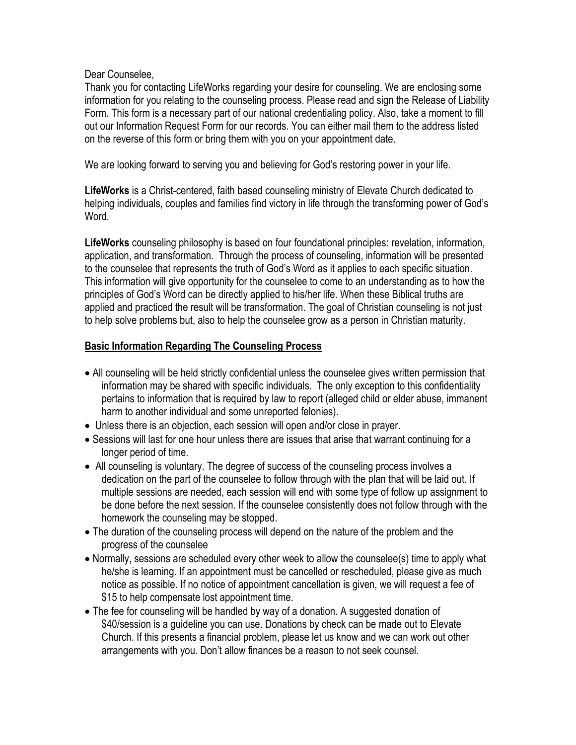Dear Counselee,

Thank you for contacting LifeWorks regarding your desire for counseling. We are enclosing some information for you relating to the counseling process. Please read and sign the Release of Liability Form. This form is a necessary part of our national credentialing policy. Also, take a moment to fill out our Information Request Form for our records. You can either mail them to the address listed on the reverse of this form or bring them with you on your appointment date.

We are looking forward to serving you and believing for God's restoring power in your life.

**LifeWorks** is a Christ-centered, faith based counseling ministry of Elevate Church dedicated to helping individuals, couples and families find victory in life through the transforming power of God's Word.

**LifeWorks** counseling philosophy is based on four foundational principles: revelation, information, application, and transformation. Through the process of counseling, information will be presented to the counselee that represents the truth of God's Word as it applies to each specific situation. This information will give opportunity for the counselee to come to an understanding as to how the principles of God's Word can be directly applied to his/her life. When these Biblical truths are applied and practiced the result will be transformation. The goal of Christian counseling is not just to help solve problems but, also to help the counselee grow as a person in Christian maturity.

**<u>Basic Information Regarding The Counseling Process</u>**

- All counseling will be held strictly confidential unless the counselee gives written permission that information may be shared with specific individuals. The only exception to this confidentiality pertains to information that is required by law to report (alleged child or elder abuse, immanent harm to another individual and some unreported felonies).
- Unless there is an objection, each session will open and/or close in prayer.
- Sessions will last for one hour unless there are issues that arise that warrant continuing for a longer period of time.
- All counseling is voluntary. The degree of success of the counseling process involves a dedication on the part of the counselee to follow through with the plan that will be laid out. If multiple sessions are needed, each session will end with some type of follow up assignment to be done before the next session. If the counselee consistently does not follow through with the homework the counseling may be stopped.
- The duration of the counseling process will depend on the nature of the problem and the progress of the counselee
- Normally, sessions are scheduled every other week to allow the counselee(s) time to apply what he/she is learning. If an appointment must be cancelled or rescheduled, please give as much notice as possible. If no notice of appointment cancellation is given, we will request a fee of $15 to help compensate lost appointment time.
- The fee for counseling will be handled by way of a donation. A suggested donation of $40/session is a guideline you can use. Donations by check can be made out to Elevate Church. If this presents a financial problem, please let us know and we can work out other arrangements with you. Don't allow finances be a reason to not seek counsel.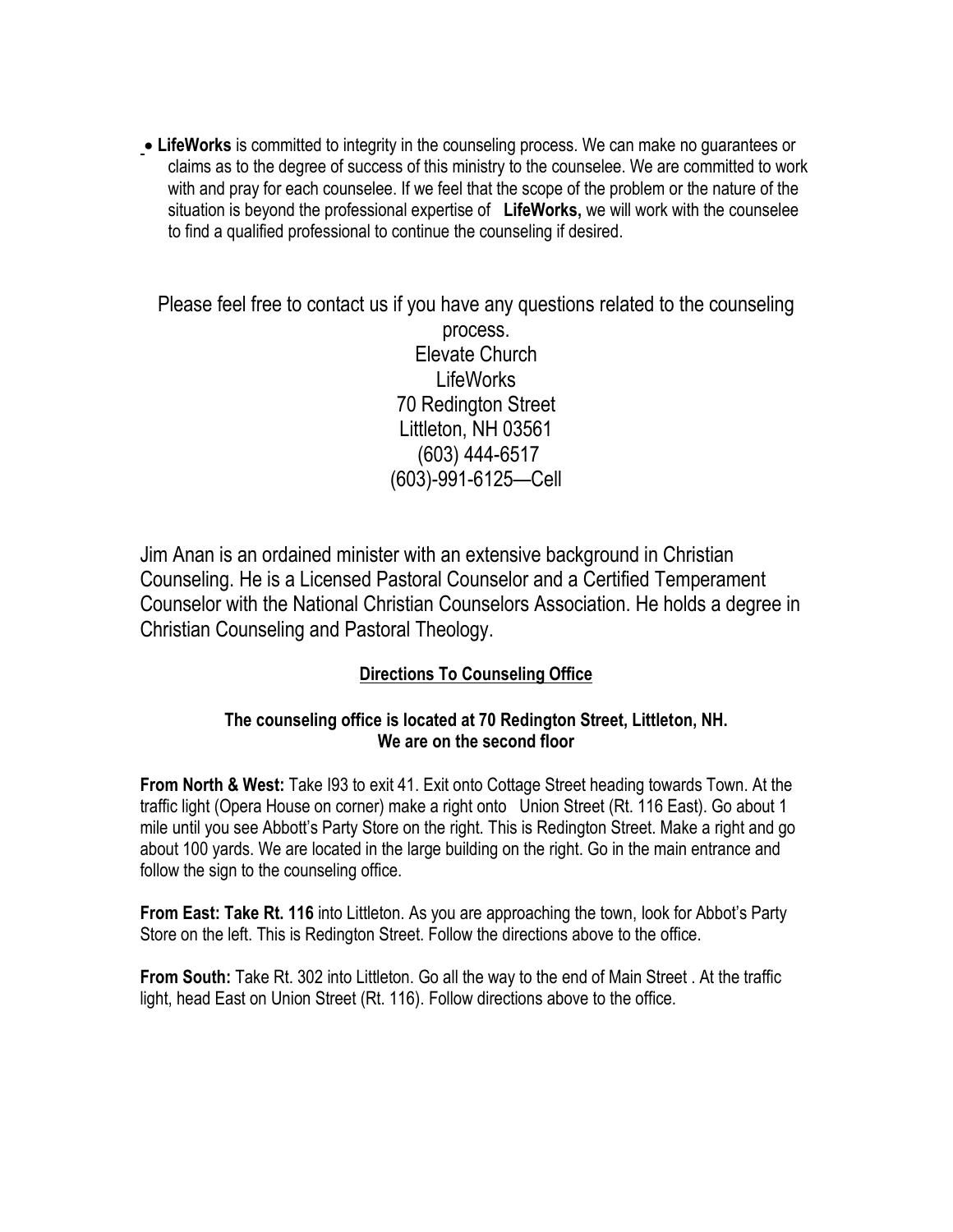- **LifeWorks** is committed to integrity in the counseling process. We can make no guarantees or claims as to the degree of success of this ministry to the counselee. We are committed to work with and pray for each counselee. If we feel that the scope of the problem or the nature of the situation is beyond the professional expertise of **LifeWorks,** we will work with the counselee to find a qualified professional to continue the counseling if desired.

Please feel free to contact us if you have any questions related to the counseling process.
Elevate Church
LifeWorks
70 Redington Street
Littleton, NH 03561
(603) 444-6517
(603)-991-6125—Cell

Jim Anan is an ordained minister with an extensive background in Christian Counseling. He is a Licensed Pastoral Counselor and a Certified Temperament Counselor with the National Christian Counselors Association. He holds a degree in Christian Counseling and Pastoral Theology.

## Directions To Counseling Office

**The counseling office is located at 70 Redington Street, Littleton, NH.**
**We are on the second floor**

**From North & West:** Take I93 to exit 41. Exit onto Cottage Street heading towards Town. At the traffic light (Opera House on corner) make a right onto Union Street (Rt. 116 East). Go about 1 mile until you see Abbott's Party Store on the right. This is Redington Street. Make a right and go about 100 yards. We are located in the large building on the right. Go in the main entrance and follow the sign to the counseling office.

**From East: Take Rt. 116** into Littleton. As you are approaching the town, look for Abbot's Party Store on the left. This is Redington Street. Follow the directions above to the office.

**From South:** Take Rt. 302 into Littleton. Go all the way to the end of Main Street . At the traffic light, head East on Union Street (Rt. 116). Follow directions above to the office.